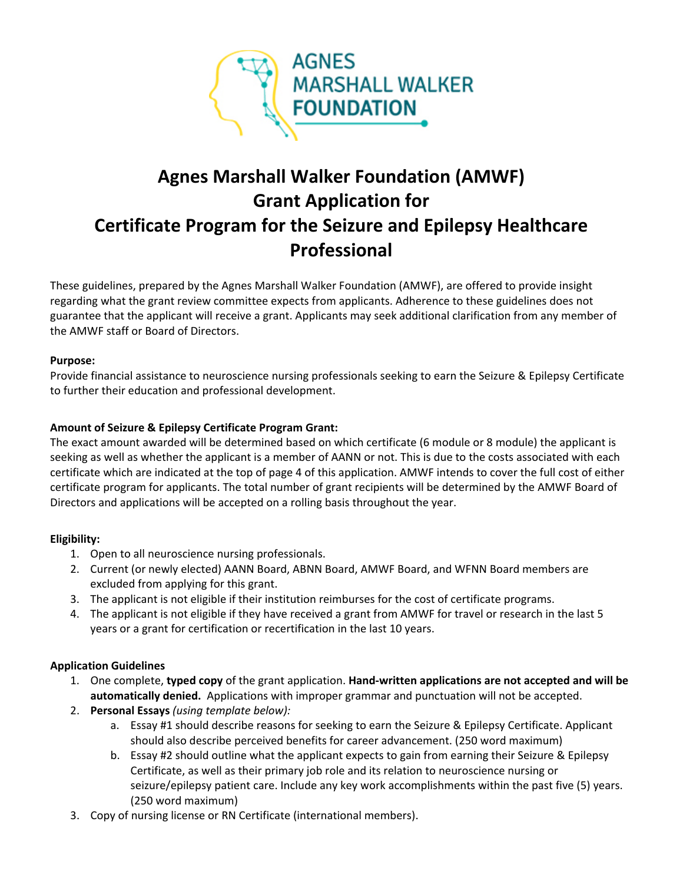# Agnes Marshall Walker Foundation (AMWF) Grant Application for Certificate Program for the Seizure and Epilepsy Healthcare Professional

These guidelines, prepared by the Agnes Marshall Walker Foundation (AMWF), are offered to provide insight regarding what the grant review committee expects from applicants. Adherence to these guidelines does not guarantee that the applicant will receive a grant. Applicants may seek additional clarification from any member of the AMWF staff or Board of Directors.

**Purpose:**
Provide financial assistance to neuroscience nursing professionals seeking to earn the Seizure & Epilepsy Certificate to further their education and professional development.

**Amount of Seizure & Epilepsy Certificate Program Grant:**
The exact amount awarded will be determined based on which certificate (6 module or 8 module) the applicant is seeking as well as whether the applicant is a member of AANN or not. This is due to the costs associated with each certificate which are indicated at the top of page 4 of this application. AMWF intends to cover the full cost of either certificate program for applicants. The total number of grant recipients will be determined by the AMWF Board of Directors and applications will be accepted on a rolling basis throughout the year.

**Eligibility:**

1. Open to all neuroscience nursing professionals.
2. Current (or newly elected) AANN Board, ABNN Board, AMWF Board, and WFNN Board members are excluded from applying for this grant.
3. The applicant is not eligible if their institution reimburses for the cost of certificate programs.
4. The applicant is not eligible if they have received a grant from AMWF for travel or research in the last 5 years or a grant for certification or recertification in the last 10 years.

**Application Guidelines**

1. One complete, **typed copy** of the grant application. **Hand-written applications are not accepted and will be automatically denied.** Applications with improper grammar and punctuation will not be accepted.
2. **Personal Essays** *(using template below):*
   a. Essay #1 should describe reasons for seeking to earn the Seizure & Epilepsy Certificate. Applicant should also describe perceived benefits for career advancement. (250 word maximum)
   b. Essay #2 should outline what the applicant expects to gain from earning their Seizure & Epilepsy Certificate, as well as their primary job role and its relation to neuroscience nursing or seizure/epilepsy patient care. Include any key work accomplishments within the past five (5) years. (250 word maximum)
3. Copy of nursing license or RN Certificate (international members).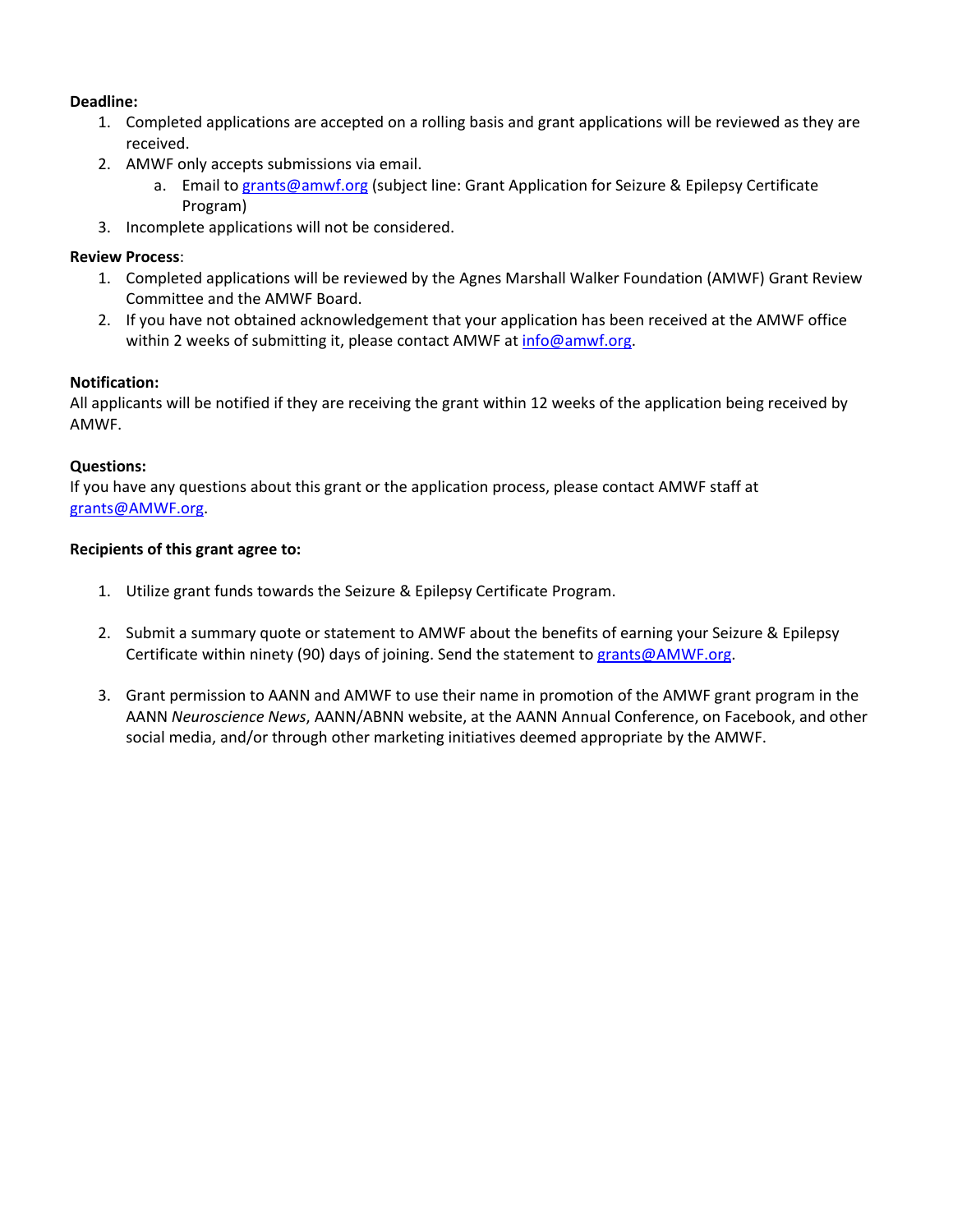**Deadline:**

1. Completed applications are accepted on a rolling basis and grant applications will be reviewed as they are received.
2. AMWF only accepts submissions via email.
   a. Email to grants@amwf.org (subject line: Grant Application for Seizure & Epilepsy Certificate Program)
3. Incomplete applications will not be considered.

**Review Process**:

1. Completed applications will be reviewed by the Agnes Marshall Walker Foundation (AMWF) Grant Review Committee and the AMWF Board.
2. If you have not obtained acknowledgement that your application has been received at the AMWF office within 2 weeks of submitting it, please contact AMWF at info@amwf.org.

**Notification:**

All applicants will be notified if they are receiving the grant within 12 weeks of the application being received by AMWF.

**Questions:**

If you have any questions about this grant or the application process, please contact AMWF staff at grants@AMWF.org.

**Recipients of this grant agree to:**

1. Utilize grant funds towards the Seizure & Epilepsy Certificate Program.

2. Submit a summary quote or statement to AMWF about the benefits of earning your Seizure & Epilepsy Certificate within ninety (90) days of joining. Send the statement to grants@AMWF.org.

3. Grant permission to AANN and AMWF to use their name in promotion of the AMWF grant program in the AANN *Neuroscience News*, AANN/ABNN website, at the AANN Annual Conference, on Facebook, and other social media, and/or through other marketing initiatives deemed appropriate by the AMWF.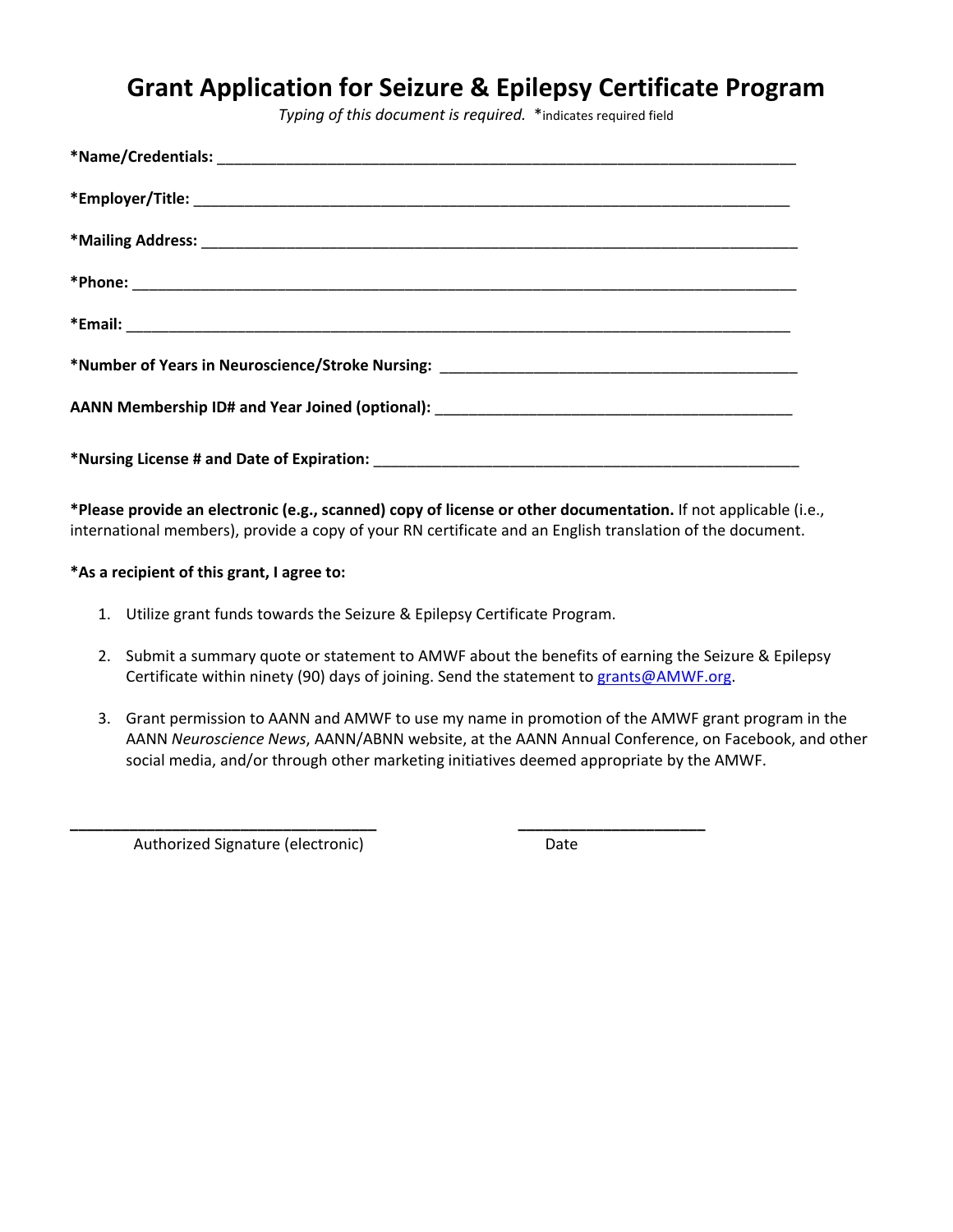# Grant Application for Seizure & Epilepsy Certificate Program

*Typing of this document is required.* *indicates required field

**\*Name/Credentials:** ______________________________________________________________________

**\*Employer/Title:** ______________________________________________________________________

**\*Mailing Address:** ______________________________________________________________________

**\*Phone:** ______________________________________________________________________

**\*Email:** ______________________________________________________________________

**\*Number of Years in Neuroscience/Stroke Nursing:** ___________________________________________

**AANN Membership ID# and Year Joined (optional):** ___________________________________________

**\*Nursing License # and Date of Expiration:** ___________________________________________

**\*Please provide an electronic (e.g., scanned) copy of license or other documentation.** If not applicable (i.e., international members), provide a copy of your RN certificate and an English translation of the document.

**\*As a recipient of this grant, I agree to:**

1. Utilize grant funds towards the Seizure & Epilepsy Certificate Program.
2. Submit a summary quote or statement to AMWF about the benefits of earning the Seizure & Epilepsy Certificate within ninety (90) days of joining. Send the statement to grants@AMWF.org.
3. Grant permission to AANN and AMWF to use my name in promotion of the AMWF grant program in the AANN *Neuroscience News*, AANN/ABNN website, at the AANN Annual Conference, on Facebook, and other social media, and/or through other marketing initiatives deemed appropriate by the AMWF.

___________________________________ ______________________

Authorized Signature (electronic) Date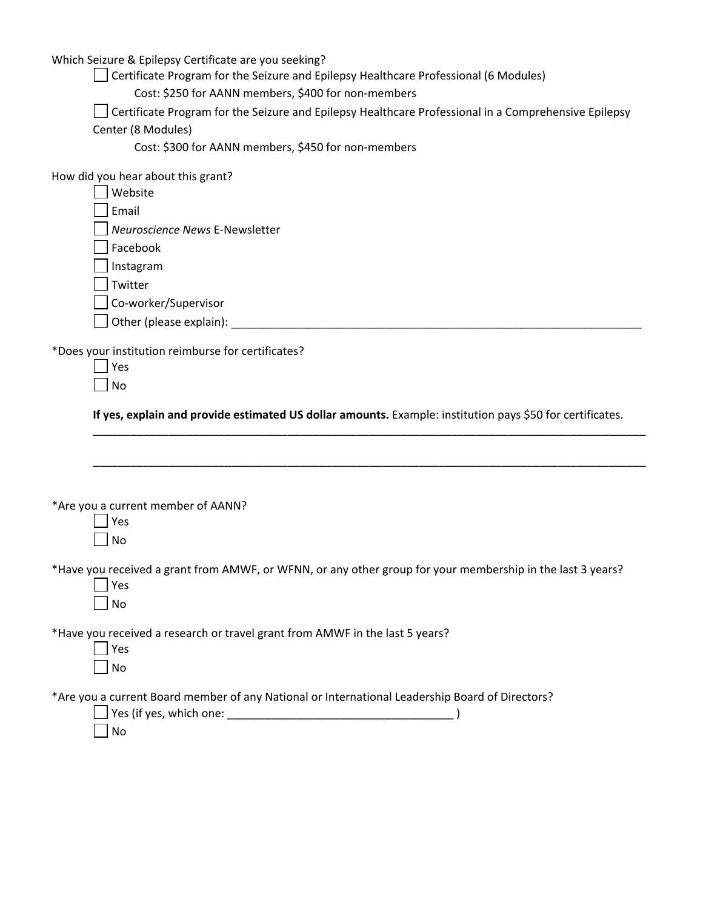Which Seizure & Epilepsy Certificate are you seeking?

- ☐ Certificate Program for the Seizure and Epilepsy Healthcare Professional (6 Modules)
  Cost: $250 for AANN members, $400 for non-members
- ☐ Certificate Program for the Seizure and Epilepsy Healthcare Professional in a Comprehensive Epilepsy Center (8 Modules)
  Cost: $300 for AANN members, $450 for non-members

How did you hear about this grant?

- ☐ Website
- ☐ Email
- ☐ *Neuroscience News* E-Newsletter
- ☐ Facebook
- ☐ Instagram
- ☐ Twitter
- ☐ Co-worker/Supervisor
- ☐ Other (please explain): ____________________________________________

*Does your institution reimburse for certificates?

- ☐ Yes
- ☐ No

**If yes, explain and provide estimated US dollar amounts.** Example: institution pays $50 for certificates.

______________________________________________________________________

______________________________________________________________________

*Are you a current member of AANN?

- ☐ Yes
- ☐ No

*Have you received a grant from AMWF, or WFNN, or any other group for your membership in the last 3 years?

- ☐ Yes
- ☐ No

*Have you received a research or travel grant from AMWF in the last 5 years?

- ☐ Yes
- ☐ No

*Are you a current Board member of any National or International Leadership Board of Directors?

- ☐ Yes (if yes, which one: ___________________________________ )
- ☐ No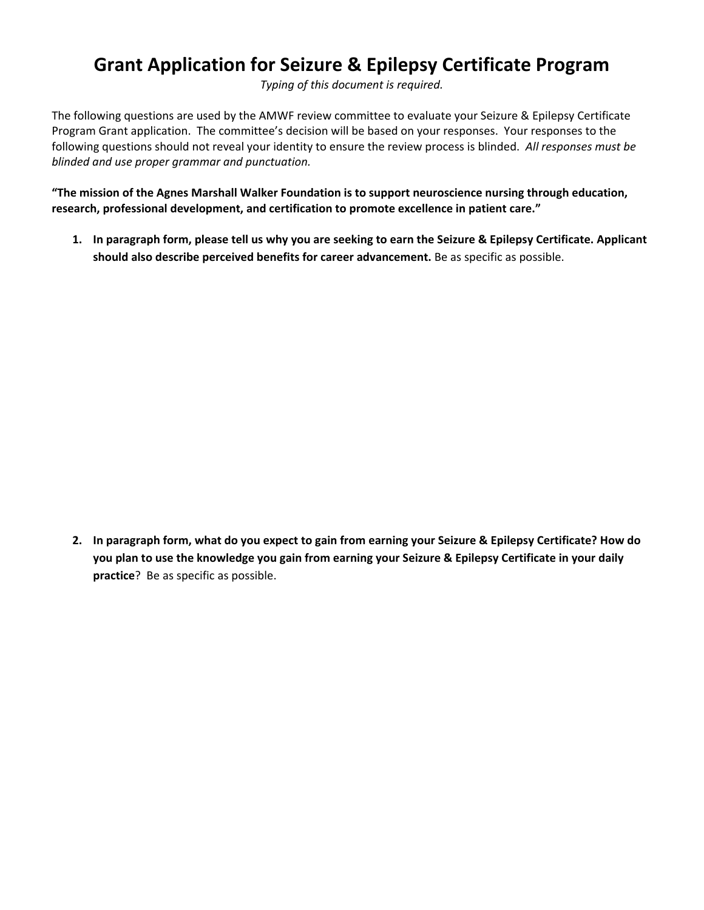# Grant Application for Seizure & Epilepsy Certificate Program

*Typing of this document is required.*

The following questions are used by the AMWF review committee to evaluate your Seizure & Epilepsy Certificate Program Grant application. The committee's decision will be based on your responses. Your responses to the following questions should not reveal your identity to ensure the review process is blinded. *All responses must be blinded and use proper grammar and punctuation.*

**"The mission of the Agnes Marshall Walker Foundation is to support neuroscience nursing through education, research, professional development, and certification to promote excellence in patient care."**

1. **In paragraph form, please tell us why you are seeking to earn the Seizure & Epilepsy Certificate. Applicant should also describe perceived benefits for career advancement.** Be as specific as possible.

2. **In paragraph form, what do you expect to gain from earning your Seizure & Epilepsy Certificate? How do you plan to use the knowledge you gain from earning your Seizure & Epilepsy Certificate in your daily practice**? Be as specific as possible.